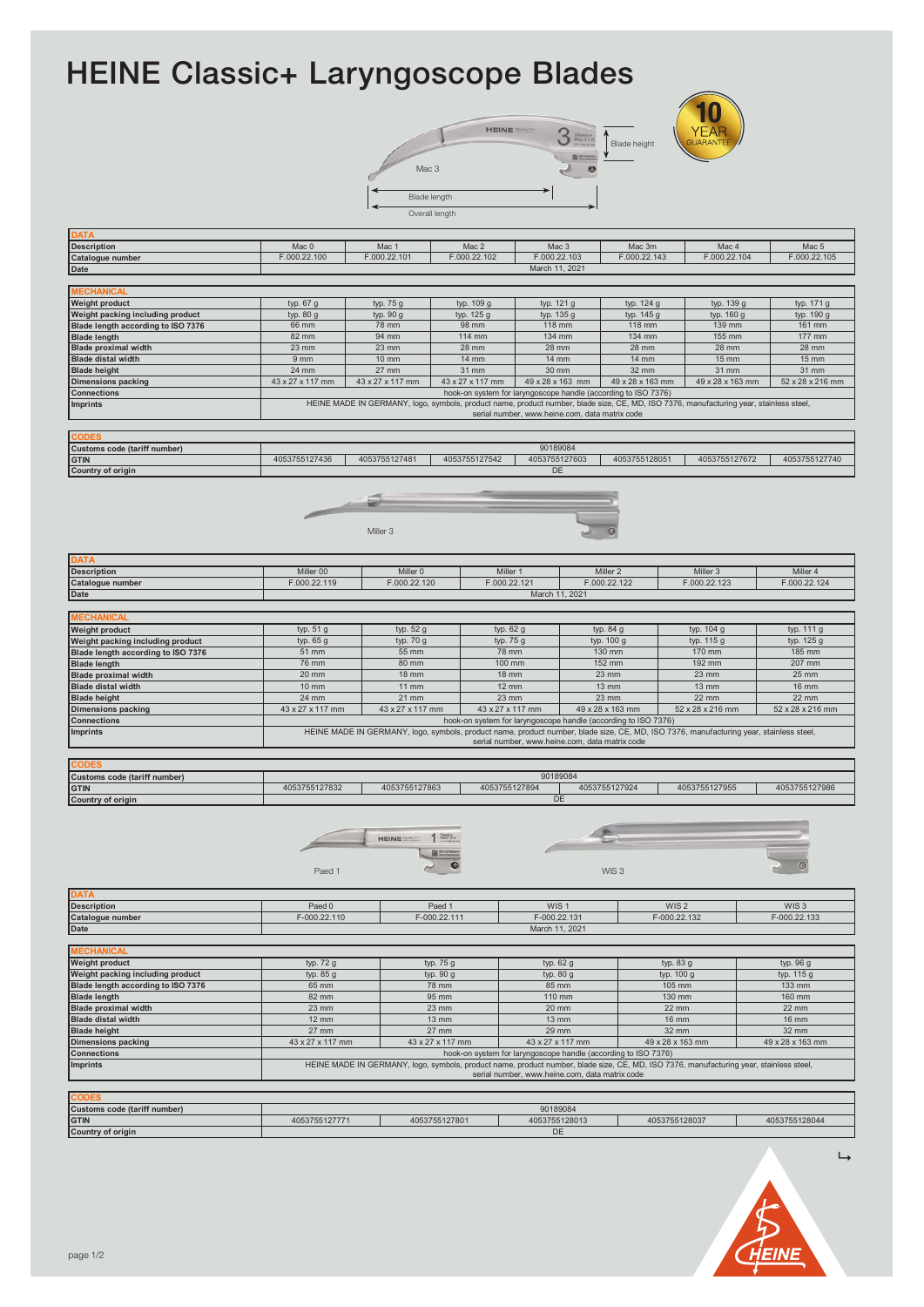# HEINE Classic+ Laryngoscope Blades

Mac 3

Blade height

Blade length

Overall length

10 YEAR GUARANTEE

| DATA | | | | | | | |
|---|---|---|---|---|---|---|---|
| Description | Mac 0 | Mac 1 | Mac 2 | Mac 3 | Mac 3m | Mac 4 | Mac 5 |
| Catalogue number | F.000.22.100 | F.000.22.101 | F.000.22.102 | F.000.22.103 | F.000.22.143 | F.000.22.104 | F.000.22.105 |
| Date | March 11, 2021 | | | | | | |

| MECHANICAL | | | | | | | |
|---|---|---|---|---|---|---|---|
| Weight product | typ. 67 g | typ. 75 g | typ. 109 g | typ. 121 g | typ. 124 g | typ. 139 g | typ. 171 g |
| Weight packing including product | typ. 80 g | typ. 90 g | typ. 125 g | typ. 135 g | typ. 145 g | typ. 160 g | typ. 190 g |
| Blade length according to ISO 7376 | 66 mm | 78 mm | 98 mm | 118 mm | 118 mm | 139 mm | 161 mm |
| Blade length | 82 mm | 94 mm | 114 mm | 134 mm | 134 mm | 155 mm | 177 mm |
| Blade proximal width | 23 mm | 23 mm | 28 mm | 28 mm | 28 mm | 28 mm | 28 mm |
| Blade distal width | 9 mm | 10 mm | 14 mm | 14 mm | 14 mm | 15 mm | 15 mm |
| Blade height | 24 mm | 27 mm | 31 mm | 30 mm | 32 mm | 31 mm | 31 mm |
| Dimensions packing | 43 x 27 x 117 mm | 43 x 27 x 117 mm | 43 x 27 x 117 mm | 49 x 28 x 163 mm | 49 x 28 x 163 mm | 49 x 28 x 163 mm | 52 x 28 x 216 mm |
| Connections | hook-on system for laryngoscope handle (according to ISO 7376) | | | | | | |
| Imprints | HEINE MADE IN GERMANY, logo, symbols, product name, product number, blade size, CE, MD, ISO 7376, manufacturing year, stainless steel, serial number, www.heine.com, data matrix code | | | | | | |

| CODES | | | | | | | |
|---|---|---|---|---|---|---|---|
| Customs code (tariff number) | 90189084 | | | | | | |
| GTIN | 4053755127436 | 4053755127481 | 4053755127542 | 4053755127603 | 4053755128051 | 4053755127672 | 4053755127740 |
| Country of origin | DE | | | | | | |

Miller 3

| DATA | | | | | | |
|---|---|---|---|---|---|---|
| Description | Miller 00 | Miller 0 | Miller 1 | Miller 2 | Miller 3 | Miller 4 |
| Catalogue number | F.000.22.119 | F.000.22.120 | F.000.22.121 | F.000.22.122 | F.000.22.123 | F.000.22.124 |
| Date | March 11, 2021 | | | | | |

| MECHANICAL | | | | | | |
|---|---|---|---|---|---|---|
| Weight product | typ. 51 g | typ. 52 g | typ. 62 g | typ. 84 g | typ. 104 g | typ. 111 g |
| Weight packing including product | typ. 65 g | typ. 70 g | typ. 75 g | typ. 100 g | typ. 115 g | typ. 125 g |
| Blade length according to ISO 7376 | 51 mm | 55 mm | 78 mm | 130 mm | 170 mm | 185 mm |
| Blade length | 76 mm | 80 mm | 100 mm | 152 mm | 192 mm | 207 mm |
| Blade proximal width | 20 mm | 18 mm | 18 mm | 23 mm | 23 mm | 25 mm |
| Blade distal width | 10 mm | 11 mm | 12 mm | 13 mm | 13 mm | 16 mm |
| Blade height | 24 mm | 21 mm | 23 mm | 23 mm | 22 mm | 22 mm |
| Dimensions packing | 43 x 27 x 117 mm | 43 x 27 x 117 mm | 43 x 27 x 117 mm | 49 x 28 x 163 mm | 52 x 28 x 216 mm | 52 x 28 x 216 mm |
| Connections | hook-on system for laryngoscope handle (according to ISO 7376) | | | | | |
| Imprints | HEINE MADE IN GERMANY, logo, symbols, product name, product number, blade size, CE, MD, ISO 7376, manufacturing year, stainless steel, serial number, www.heine.com, data matrix code | | | | | |

| CODES | | | | | | |
|---|---|---|---|---|---|---|
| Customs code (tariff number) | 90189084 | | | | | |
| GTIN | 4053755127832 | 4053755127863 | 4053755127894 | 4053755127924 | 4053755127955 | 4053755127986 |
| Country of origin | DE | | | | | |

Paed 1

WIS 3

| DATA | | | | | |
|---|---|---|---|---|---|
| Description | Paed 0 | Paed 1 | WIS 1 | WIS 2 | WIS 3 |
| Catalogue number | F-000.22.110 | F-000.22.111 | F-000.22.131 | F-000.22.132 | F-000.22.133 |
| Date | March 11, 2021 | | | | |

| MECHANICAL | | | | | |
|---|---|---|---|---|---|
| Weight product | typ. 72 g | typ. 75 g | typ. 62 g | typ. 83 g | typ. 96 g |
| Weight packing including product | typ. 85 g | typ. 90 g | typ. 80 g | typ. 100 g | typ. 115 g |
| Blade length according to ISO 7376 | 65 mm | 78 mm | 85 mm | 105 mm | 133 mm |
| Blade length | 82 mm | 95 mm | 110 mm | 130 mm | 160 mm |
| Blade proximal width | 23 mm | 23 mm | 20 mm | 22 mm | 22 mm |
| Blade distal width | 12 mm | 13 mm | 13 mm | 16 mm | 16 mm |
| Blade height | 27 mm | 27 mm | 29 mm | 32 mm | 32 mm |
| Dimensions packing | 43 x 27 x 117 mm | 43 x 27 x 117 mm | 43 x 27 x 117 mm | 49 x 28 x 163 mm | 49 x 28 x 163 mm |
| Connections | hook-on system for laryngoscope handle (according to ISO 7376) | | | | |
| Imprints | HEINE MADE IN GERMANY, logo, symbols, product name, product number, blade size, CE, MD, ISO 7376, manufacturing year, stainless steel, serial number, www.heine.com, data matrix code | | | | |

| CODES | | | | | |
|---|---|---|---|---|---|
| Customs code (tariff number) | 90189084 | | | | |
| GTIN | 4053755127771 | 4053755127801 | 4053755128013 | 4053755128037 | 4053755128044 |
| Country of origin | DE | | | | |

HEINE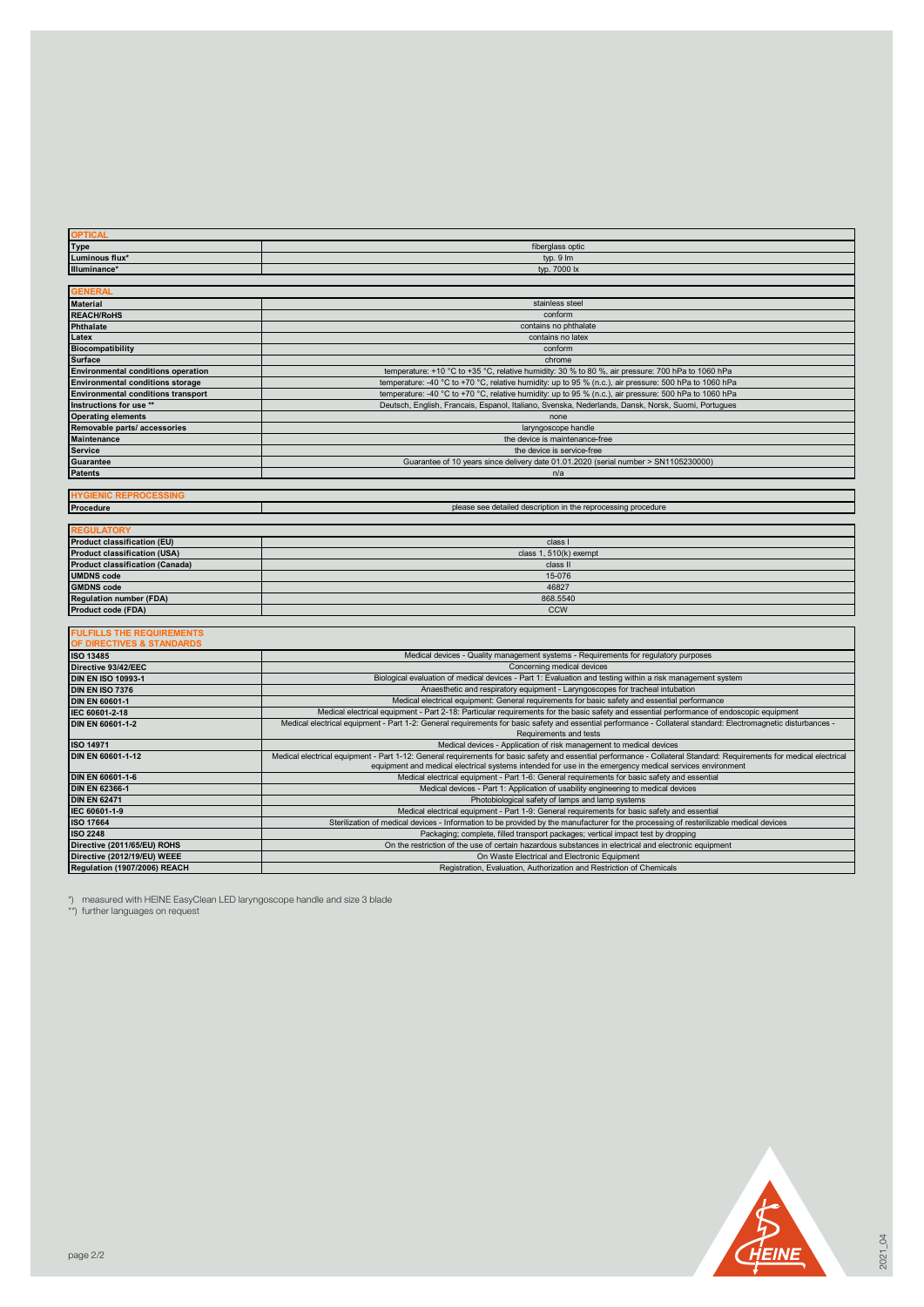| OPTICAL | |
|---|---|
| Type | fiberglass optic |
| Luminous flux* | typ. 9 lm |
| Illuminance* | typ. 7000 lx |

| GENERAL | |
|---|---|
| Material | stainless steel |
| REACH/RoHS | conform |
| Phthalate | contains no phthalate |
| Latex | contains no latex |
| Biocompatibility | conform |
| Surface | chrome |
| Environmental conditions operation | temperature: +10 °C to +35 °C, relative humidity: 30 % to 80 %, air pressure: 700 hPa to 1060 hPa |
| Environmental conditions storage | temperature: -40 °C to +70 °C, relative humidity: up to 95 % (n.c.), air pressure: 500 hPa to 1060 hPa |
| Environmental conditions transport | temperature: -40 °C to +70 °C, relative humidity: up to 95 % (n.c.), air pressure: 500 hPa to 1060 hPa |
| Instructions for use ** | Deutsch, English, Francais, Espanol, Italiano, Svenska, Nederlands, Dansk, Norsk, Suomi, Portugues |
| Operating elements | none |
| Removable parts/ accessories | laryngoscope handle |
| Maintenance | the device is maintenance-free |
| Service | the device is service-free |
| Guarantee | Guarantee of 10 years since delivery date 01.01.2020 (serial number > SN1105230000) |
| Patents | n/a |

| HYGIENIC REPROCESSING | |
|---|---|
| Procedure | please see detailed description in the reprocessing procedure |

| REGULATORY | |
|---|---|
| Product classification (EU) | class I |
| Product classification (USA) | class 1, 510(k) exempt |
| Product classification (Canada) | class II |
| UMDNS code | 15-076 |
| GMDNS code | 46827 |
| Regulation number (FDA) | 868.5540 |
| Product code (FDA) | CCW |

| FULFILLS THE REQUIREMENTS OF DIRECTIVES & STANDARDS | |
|---|---|
| ISO 13485 | Medical devices - Quality management systems - Requirements for regulatory purposes |
| Directive 93/42/EEC | Concerning medical devices |
| DIN EN ISO 10993-1 | Biological evaluation of medical devices - Part 1: Evaluation and testing within a risk management system |
| DIN EN ISO 7376 | Anaesthetic and respiratory equipment - Laryngoscopes for tracheal intubation |
| DIN EN 60601-1 | Medical electrical equipment: General requirements for basic safety and essential performance |
| IEC 60601-2-18 | Medical electrical equipment - Part 2-18: Particular requirements for the basic safety and essential performance of endoscopic equipment |
| DIN EN 60601-1-2 | Medical electrical equipment - Part 1-2: General requirements for basic safety and essential performance - Collateral standard: Electromagnetic disturbances - Requirements and tests |
| ISO 14971 | Medical devices - Application of risk management to medical devices |
| DIN EN 60601-1-12 | Medical electrical equipment - Part 1-12: General requirements for basic safety and essential performance - Collateral Standard: Requirements for medical electrical equipment and medical electrical systems intended for use in the emergency medical services environment |
| DIN EN 60601-1-6 | Medical electrical equipment - Part 1-6: General requirements for basic safety and essential |
| DIN EN 62366-1 | Medical devices - Part 1: Application of usability engineering to medical devices |
| DIN EN 62471 | Photobiological safety of lamps and lamp systems |
| IEC 60601-1-9 | Medical electrical equipment - Part 1-9: General requirements for basic safety and essential |
| ISO 17664 | Sterilization of medical devices - Information to be provided by the manufacturer for the processing of resterilizable medical devices |
| ISO 2248 | Packaging; complete, filled transport packages; vertical impact test by dropping |
| Directive (2011/65/EU) ROHS | On the restriction of the use of certain hazardous substances in electrical and electronic equipment |
| Directive (2012/19/EU) WEEE | On Waste Electrical and Electronic Equipment |
| Regulation (1907/2006) REACH | Registration, Evaluation, Authorization and Restriction of Chemicals |

*) measured with HEINE EasyClean LED laryngoscope handle and size 3 blade

**) further languages on request

2021_04